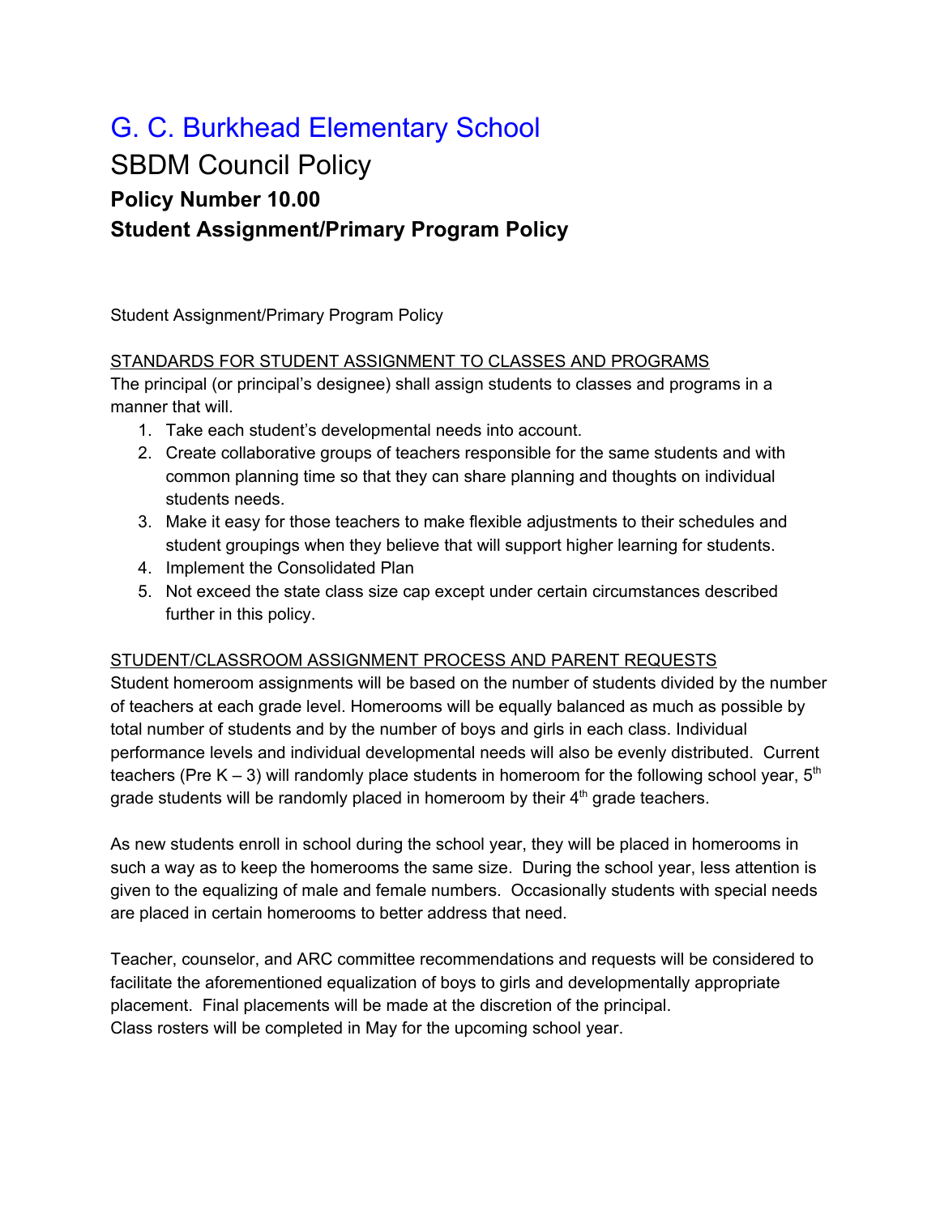# G. C. Burkhead Elementary School

## SBDM Council Policy

### Policy Number 10.00

### Student Assignment/Primary Program Policy

Student Assignment/Primary Program Policy

STANDARDS FOR STUDENT ASSIGNMENT TO CLASSES AND PROGRAMS

The principal (or principal's designee) shall assign students to classes and programs in a manner that will.

1. Take each student's developmental needs into account.
2. Create collaborative groups of teachers responsible for the same students and with common planning time so that they can share planning and thoughts on individual students needs.
3. Make it easy for those teachers to make flexible adjustments to their schedules and student groupings when they believe that will support higher learning for students.
4. Implement the Consolidated Plan
5. Not exceed the state class size cap except under certain circumstances described further in this policy.

STUDENT/CLASSROOM ASSIGNMENT PROCESS AND PARENT REQUESTS

Student homeroom assignments will be based on the number of students divided by the number of teachers at each grade level. Homerooms will be equally balanced as much as possible by total number of students and by the number of boys and girls in each class. Individual performance levels and individual developmental needs will also be evenly distributed. Current teachers (Pre K – 3) will randomly place students in homeroom for the following school year, 5th grade students will be randomly placed in homeroom by their 4th grade teachers.

As new students enroll in school during the school year, they will be placed in homerooms in such a way as to keep the homerooms the same size. During the school year, less attention is given to the equalizing of male and female numbers. Occasionally students with special needs are placed in certain homerooms to better address that need.

Teacher, counselor, and ARC committee recommendations and requests will be considered to facilitate the aforementioned equalization of boys to girls and developmentally appropriate placement. Final placements will be made at the discretion of the principal.
Class rosters will be completed in May for the upcoming school year.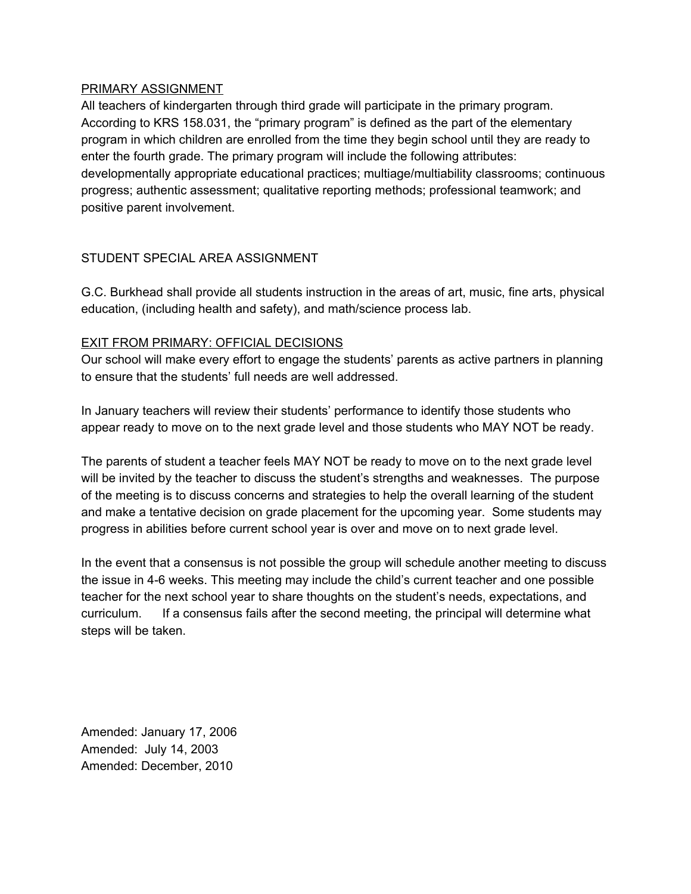## PRIMARY ASSIGNMENT

All teachers of kindergarten through third grade will participate in the primary program. According to KRS 158.031, the "primary program" is defined as the part of the elementary program in which children are enrolled from the time they begin school until they are ready to enter the fourth grade. The primary program will include the following attributes: developmentally appropriate educational practices; multiage/multiability classrooms; continuous progress; authentic assessment; qualitative reporting methods; professional teamwork; and positive parent involvement.

## STUDENT SPECIAL AREA ASSIGNMENT

G.C. Burkhead shall provide all students instruction in the areas of art, music, fine arts, physical education, (including health and safety), and math/science process lab.

## EXIT FROM PRIMARY: OFFICIAL DECISIONS

Our school will make every effort to engage the students' parents as active partners in planning to ensure that the students' full needs are well addressed.

In January teachers will review their students' performance to identify those students who appear ready to move on to the next grade level and those students who MAY NOT be ready.

The parents of student a teacher feels MAY NOT be ready to move on to the next grade level will be invited by the teacher to discuss the student's strengths and weaknesses. The purpose of the meeting is to discuss concerns and strategies to help the overall learning of the student and make a tentative decision on grade placement for the upcoming year. Some students may progress in abilities before current school year is over and move on to next grade level.

In the event that a consensus is not possible the group will schedule another meeting to discuss the issue in 4-6 weeks. This meeting may include the child's current teacher and one possible teacher for the next school year to share thoughts on the student's needs, expectations, and curriculum. If a consensus fails after the second meeting, the principal will determine what steps will be taken.

Amended: January 17, 2006
Amended: July 14, 2003
Amended: December, 2010